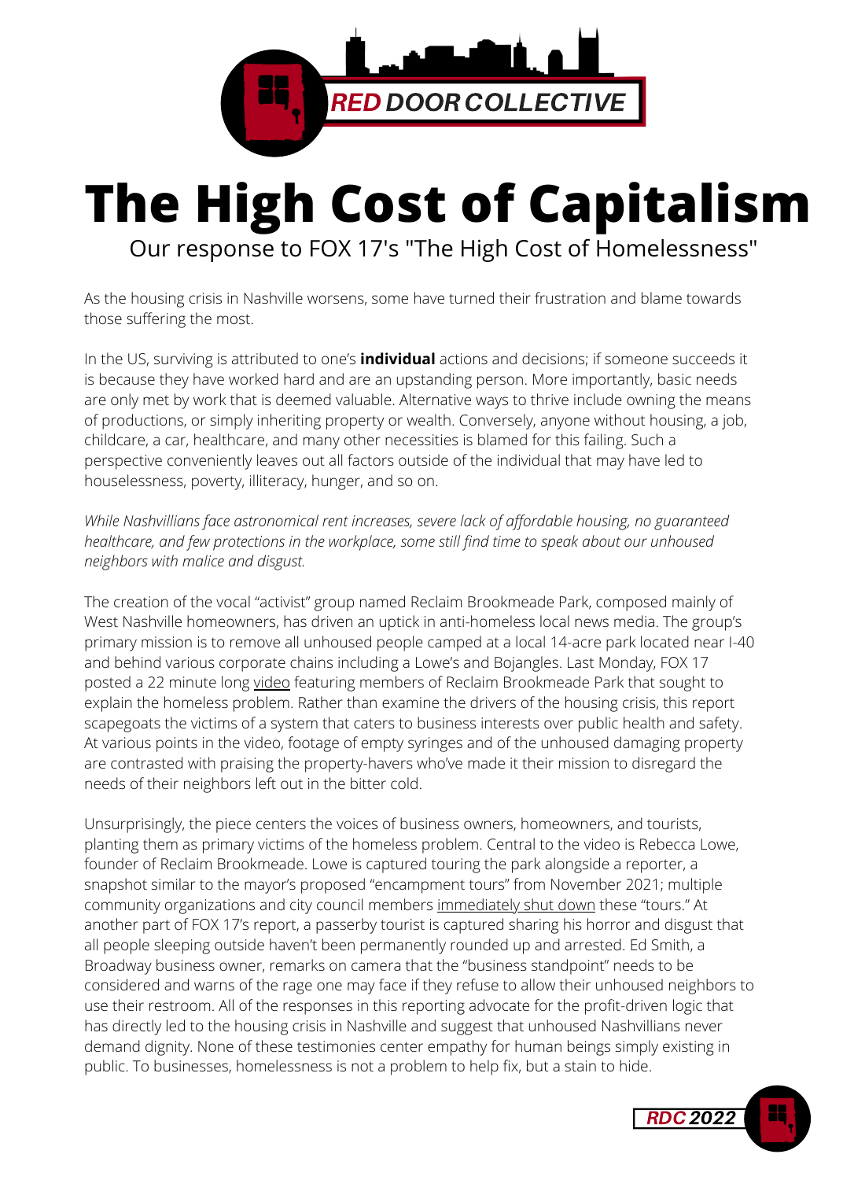# The High Cost of Capitalism

Our response to FOX 17's "The High Cost of Homelessness"

As the housing crisis in Nashville worsens, some have turned their frustration and blame towards those suffering the most.

In the US, surviving is attributed to one's **individual** actions and decisions; if someone succeeds it is because they have worked hard and are an upstanding person. More importantly, basic needs are only met by work that is deemed valuable. Alternative ways to thrive include owning the means of productions, or simply inheriting property or wealth. Conversely, anyone without housing, a job, childcare, a car, healthcare, and many other necessities is blamed for this failing. Such a perspective conveniently leaves out all factors outside of the individual that may have led to houselessness, poverty, illiteracy, hunger, and so on.

*While Nashvillians face astronomical rent increases, severe lack of affordable housing, no guaranteed healthcare, and few protections in the workplace, some still find time to speak about our unhoused neighbors with malice and disgust.*

The creation of the vocal "activist" group named Reclaim Brookmeade Park, composed mainly of West Nashville homeowners, has driven an uptick in anti-homeless local news media. The group's primary mission is to remove all unhoused people camped at a local 14-acre park located near I-40 and behind various corporate chains including a Lowe's and Bojangles. Last Monday, FOX 17 posted a 22 minute long video featuring members of Reclaim Brookmeade Park that sought to explain the homeless problem. Rather than examine the drivers of the housing crisis, this report scapegoats the victims of a system that caters to business interests over public health and safety. At various points in the video, footage of empty syringes and of the unhoused damaging property are contrasted with praising the property-havers who've made it their mission to disregard the needs of their neighbors left out in the bitter cold.

Unsurprisingly, the piece centers the voices of business owners, homeowners, and tourists, planting them as primary victims of the homeless problem. Central to the video is Rebecca Lowe, founder of Reclaim Brookmeade. Lowe is captured touring the park alongside a reporter, a snapshot similar to the mayor's proposed "encampment tours" from November 2021; multiple community organizations and city council members immediately shut down these "tours." At another part of FOX 17's report, a passerby tourist is captured sharing his horror and disgust that all people sleeping outside haven't been permanently rounded up and arrested. Ed Smith, a Broadway business owner, remarks on camera that the "business standpoint" needs to be considered and warns of the rage one may face if they refuse to allow their unhoused neighbors to use their restroom. All of the responses in this reporting advocate for the profit-driven logic that has directly led to the housing crisis in Nashville and suggest that unhoused Nashvillians never demand dignity. None of these testimonies center empathy for human beings simply existing in public. To businesses, homelessness is not a problem to help fix, but a stain to hide.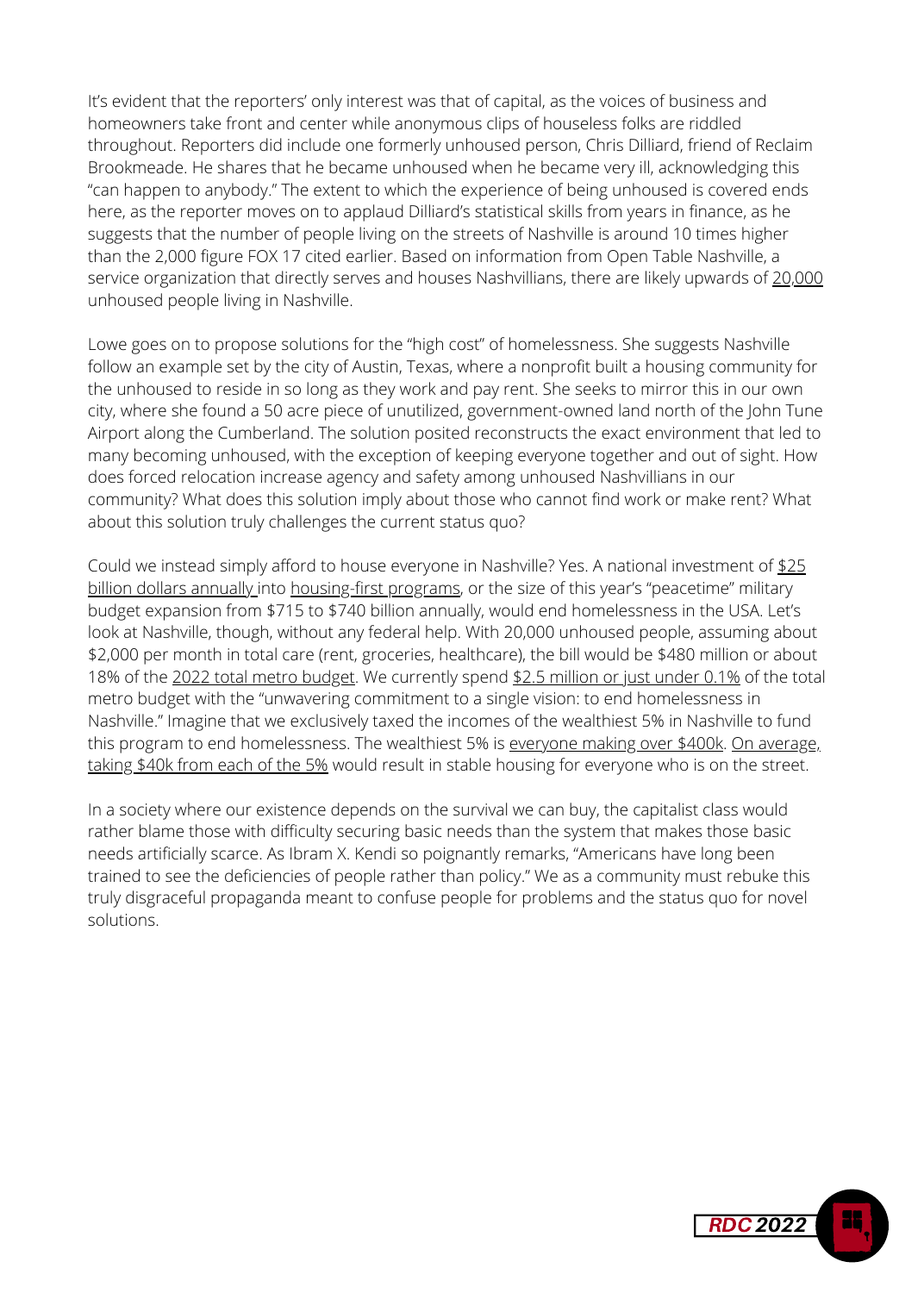It's evident that the reporters' only interest was that of capital, as the voices of business and homeowners take front and center while anonymous clips of houseless folks are riddled throughout. Reporters did include one formerly unhoused person, Chris Dilliard, friend of Reclaim Brookmeade. He shares that he became unhoused when he became very ill, acknowledging this "can happen to anybody." The extent to which the experience of being unhoused is covered ends here, as the reporter moves on to applaud Dilliard's statistical skills from years in finance, as he suggests that the number of people living on the streets of Nashville is around 10 times higher than the 2,000 figure FOX 17 cited earlier. Based on information from Open Table Nashville, a service organization that directly serves and houses Nashvillians, there are likely upwards of 20,000 unhoused people living in Nashville.

Lowe goes on to propose solutions for the "high cost" of homelessness. She suggests Nashville follow an example set by the city of Austin, Texas, where a nonprofit built a housing community for the unhoused to reside in so long as they work and pay rent. She seeks to mirror this in our own city, where she found a 50 acre piece of unutilized, government-owned land north of the John Tune Airport along the Cumberland. The solution posited reconstructs the exact environment that led to many becoming unhoused, with the exception of keeping everyone together and out of sight. How does forced relocation increase agency and safety among unhoused Nashvillians in our community? What does this solution imply about those who cannot find work or make rent? What about this solution truly challenges the current status quo?

Could we instead simply afford to house everyone in Nashville? Yes. A national investment of $25 billion dollars annually into housing-first programs, or the size of this year's "peacetime" military budget expansion from $715 to $740 billion annually, would end homelessness in the USA. Let's look at Nashville, though, without any federal help. With 20,000 unhoused people, assuming about $2,000 per month in total care (rent, groceries, healthcare), the bill would be $480 million or about 18% of the 2022 total metro budget. We currently spend $2.5 million or just under 0.1% of the total metro budget with the "unwavering commitment to a single vision: to end homelessness in Nashville." Imagine that we exclusively taxed the incomes of the wealthiest 5% in Nashville to fund this program to end homelessness. The wealthiest 5% is everyone making over $400k. On average, taking $40k from each of the 5% would result in stable housing for everyone who is on the street.

In a society where our existence depends on the survival we can buy, the capitalist class would rather blame those with difficulty securing basic needs than the system that makes those basic needs artificially scarce. As Ibram X. Kendi so poignantly remarks, "Americans have long been trained to see the deficiencies of people rather than policy." We as a community must rebuke this truly disgraceful propaganda meant to confuse people for problems and the status quo for novel solutions.